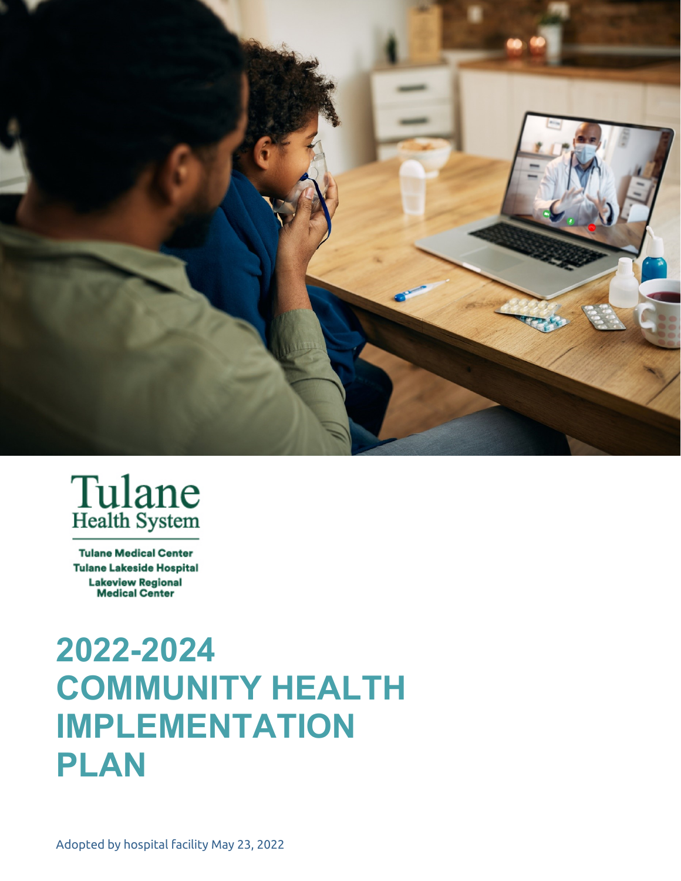Tulane
Health System

Tulane Medical Center
Tulane Lakeside Hospital
Lakeview Regional Medical Center

# 2022-2024 COMMUNITY HEALTH IMPLEMENTATION PLAN

Adopted by hospital facility May 23, 2022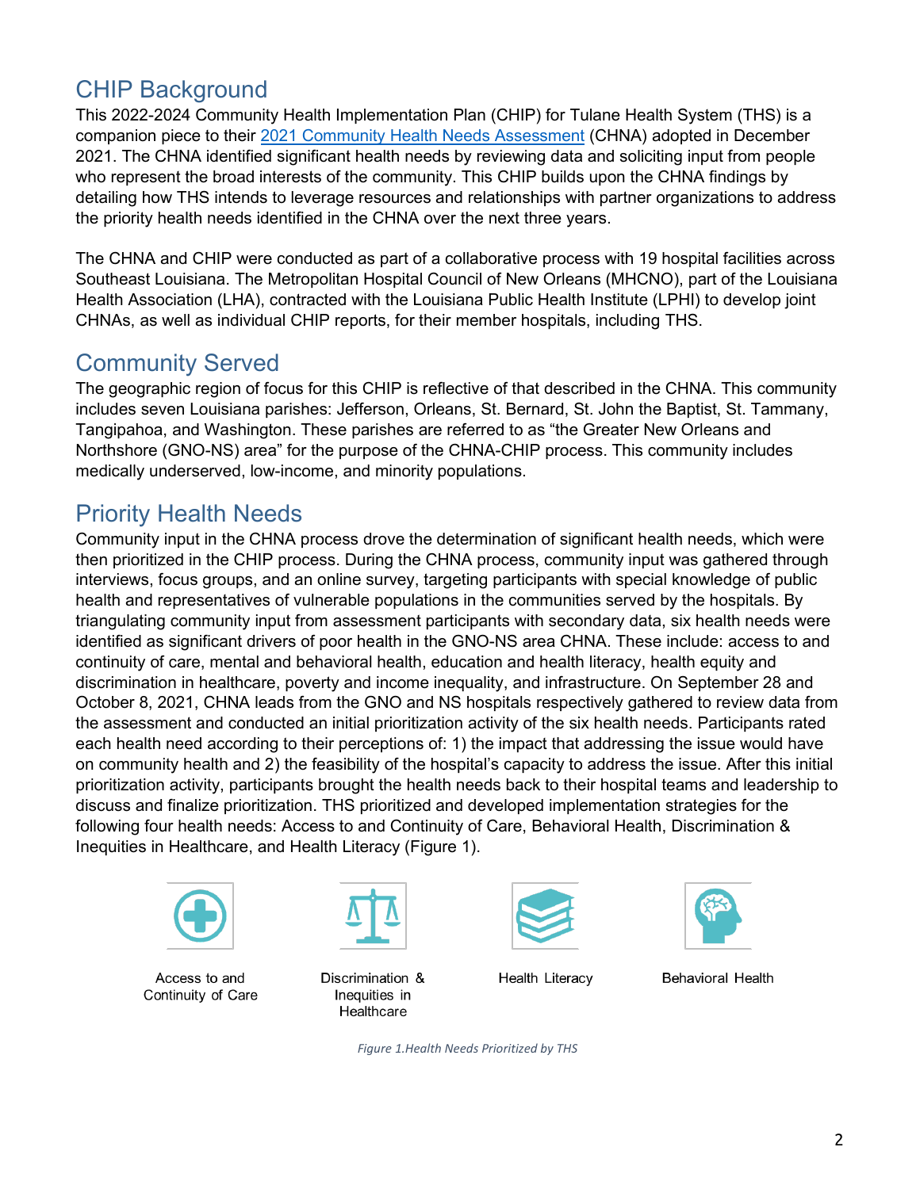## CHIP Background

This 2022-2024 Community Health Implementation Plan (CHIP) for Tulane Health System (THS) is a companion piece to their 2021 Community Health Needs Assessment (CHNA) adopted in December 2021. The CHNA identified significant health needs by reviewing data and soliciting input from people who represent the broad interests of the community. This CHIP builds upon the CHNA findings by detailing how THS intends to leverage resources and relationships with partner organizations to address the priority health needs identified in the CHNA over the next three years.

The CHNA and CHIP were conducted as part of a collaborative process with 19 hospital facilities across Southeast Louisiana. The Metropolitan Hospital Council of New Orleans (MHCNO), part of the Louisiana Health Association (LHA), contracted with the Louisiana Public Health Institute (LPHI) to develop joint CHNAs, as well as individual CHIP reports, for their member hospitals, including THS.

## Community Served

The geographic region of focus for this CHIP is reflective of that described in the CHNA. This community includes seven Louisiana parishes: Jefferson, Orleans, St. Bernard, St. John the Baptist, St. Tammany, Tangipahoa, and Washington. These parishes are referred to as "the Greater New Orleans and Northshore (GNO-NS) area" for the purpose of the CHNA-CHIP process. This community includes medically underserved, low-income, and minority populations.

## Priority Health Needs

Community input in the CHNA process drove the determination of significant health needs, which were then prioritized in the CHIP process. During the CHNA process, community input was gathered through interviews, focus groups, and an online survey, targeting participants with special knowledge of public health and representatives of vulnerable populations in the communities served by the hospitals. By triangulating community input from assessment participants with secondary data, six health needs were identified as significant drivers of poor health in the GNO-NS area CHNA. These include: access to and continuity of care, mental and behavioral health, education and health literacy, health equity and discrimination in healthcare, poverty and income inequality, and infrastructure. On September 28 and October 8, 2021, CHNA leads from the GNO and NS hospitals respectively gathered to review data from the assessment and conducted an initial prioritization activity of the six health needs. Participants rated each health need according to their perceptions of: 1) the impact that addressing the issue would have on community health and 2) the feasibility of the hospital's capacity to address the issue. After this initial prioritization activity, participants brought the health needs back to their hospital teams and leadership to discuss and finalize prioritization. THS prioritized and developed implementation strategies for the following four health needs: Access to and Continuity of Care, Behavioral Health, Discrimination & Inequities in Healthcare, and Health Literacy (Figure 1).

Access to and Continuity of Care

Discrimination & Inequities in Healthcare

Health Literacy

Behavioral Health

*Figure 1.Health Needs Prioritized by THS*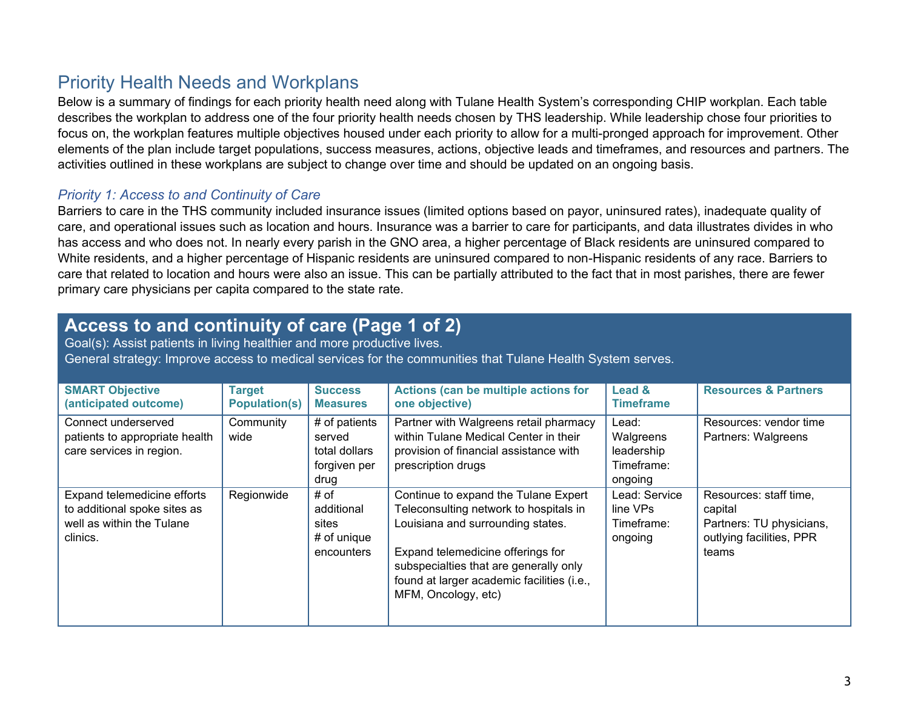# Priority Health Needs and Workplans

Below is a summary of findings for each priority health need along with Tulane Health System's corresponding CHIP workplan. Each table describes the workplan to address one of the four priority health needs chosen by THS leadership. While leadership chose four priorities to focus on, the workplan features multiple objectives housed under each priority to allow for a multi-pronged approach for improvement. Other elements of the plan include target populations, success measures, actions, objective leads and timeframes, and resources and partners. The activities outlined in these workplans are subject to change over time and should be updated on an ongoing basis.

### *Priority 1: Access to and Continuity of Care*

Barriers to care in the THS community included insurance issues (limited options based on payor, uninsured rates), inadequate quality of care, and operational issues such as location and hours. Insurance was a barrier to care for participants, and data illustrates divides in who has access and who does not. In nearly every parish in the GNO area, a higher percentage of Black residents are uninsured compared to White residents, and a higher percentage of Hispanic residents are uninsured compared to non-Hispanic residents of any race. Barriers to care that related to location and hours were also an issue. This can be partially attributed to the fact that in most parishes, there are fewer primary care physicians per capita compared to the state rate.

## Access to and continuity of care (Page 1 of 2)

Goal(s): Assist patients in living healthier and more productive lives.

General strategy: Improve access to medical services for the communities that Tulane Health System serves.

| SMART Objective (anticipated outcome) | Target Population(s) | Success Measures | Actions (can be multiple actions for one objective) | Lead & Timeframe | Resources & Partners |
|---|---|---|---|---|---|
| Connect underserved patients to appropriate health care services in region. | Community wide | # of patients served<br>total dollars forgiven per drug | Partner with Walgreens retail pharmacy within Tulane Medical Center in their provision of financial assistance with prescription drugs | Lead: Walgreens leadership<br>Timeframe: ongoing | Resources: vendor time<br>Partners: Walgreens |
| Expand telemedicine efforts to additional spoke sites as well as within the Tulane clinics. | Regionwide | # of additional sites<br># of unique encounters | Continue to expand the Tulane Expert Teleconsulting network to hospitals in Louisiana and surrounding states.<br><br>Expand telemedicine offerings for subspecialties that are generally only found at larger academic facilities (i.e., MFM, Oncology, etc) | Lead: Service line VPs<br>Timeframe: ongoing | Resources: staff time, capital<br>Partners: TU physicians, outlying facilities, PPR teams |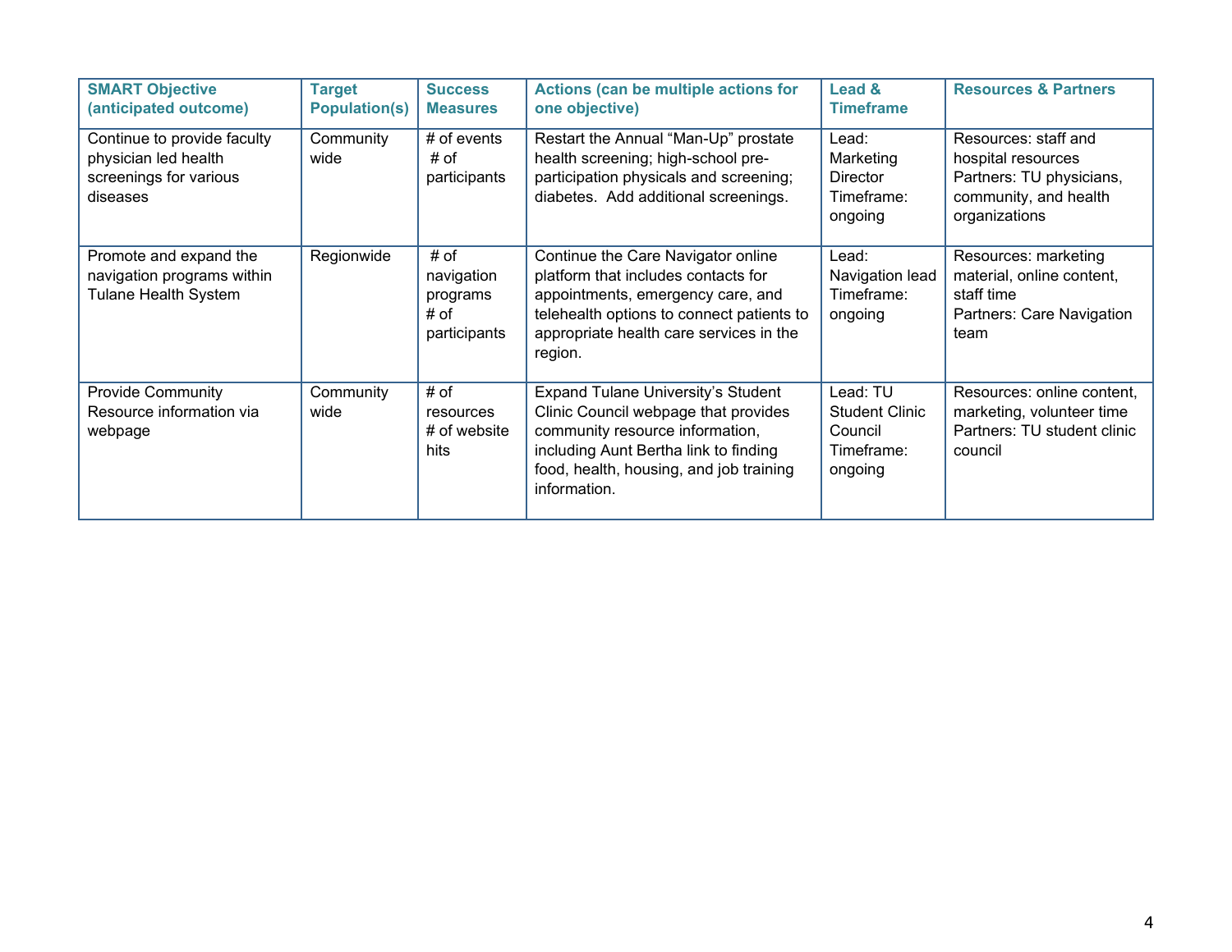| SMART Objective (anticipated outcome) | Target Population(s) | Success Measures | Actions (can be multiple actions for one objective) | Lead & Timeframe | Resources & Partners |
|---|---|---|---|---|---|
| Continue to provide faculty physician led health screenings for various diseases | Community wide | # of events<br># of participants | Restart the Annual "Man-Up" prostate health screening; high-school pre-participation physicals and screening; diabetes. Add additional screenings. | Lead: Marketing Director<br>Timeframe: ongoing | Resources: staff and hospital resources<br>Partners: TU physicians, community, and health organizations |
| Promote and expand the navigation programs within Tulane Health System | Regionwide | # of navigation programs<br># of participants | Continue the Care Navigator online platform that includes contacts for appointments, emergency care, and telehealth options to connect patients to appropriate health care services in the region. | Lead: Navigation lead<br>Timeframe: ongoing | Resources: marketing material, online content, staff time<br>Partners: Care Navigation team |
| Provide Community Resource information via webpage | Community wide | # of resources<br># of website hits | Expand Tulane University's Student Clinic Council webpage that provides community resource information, including Aunt Bertha link to finding food, health, housing, and job training information. | Lead: TU Student Clinic Council<br>Timeframe: ongoing | Resources: online content, marketing, volunteer time<br>Partners: TU student clinic council |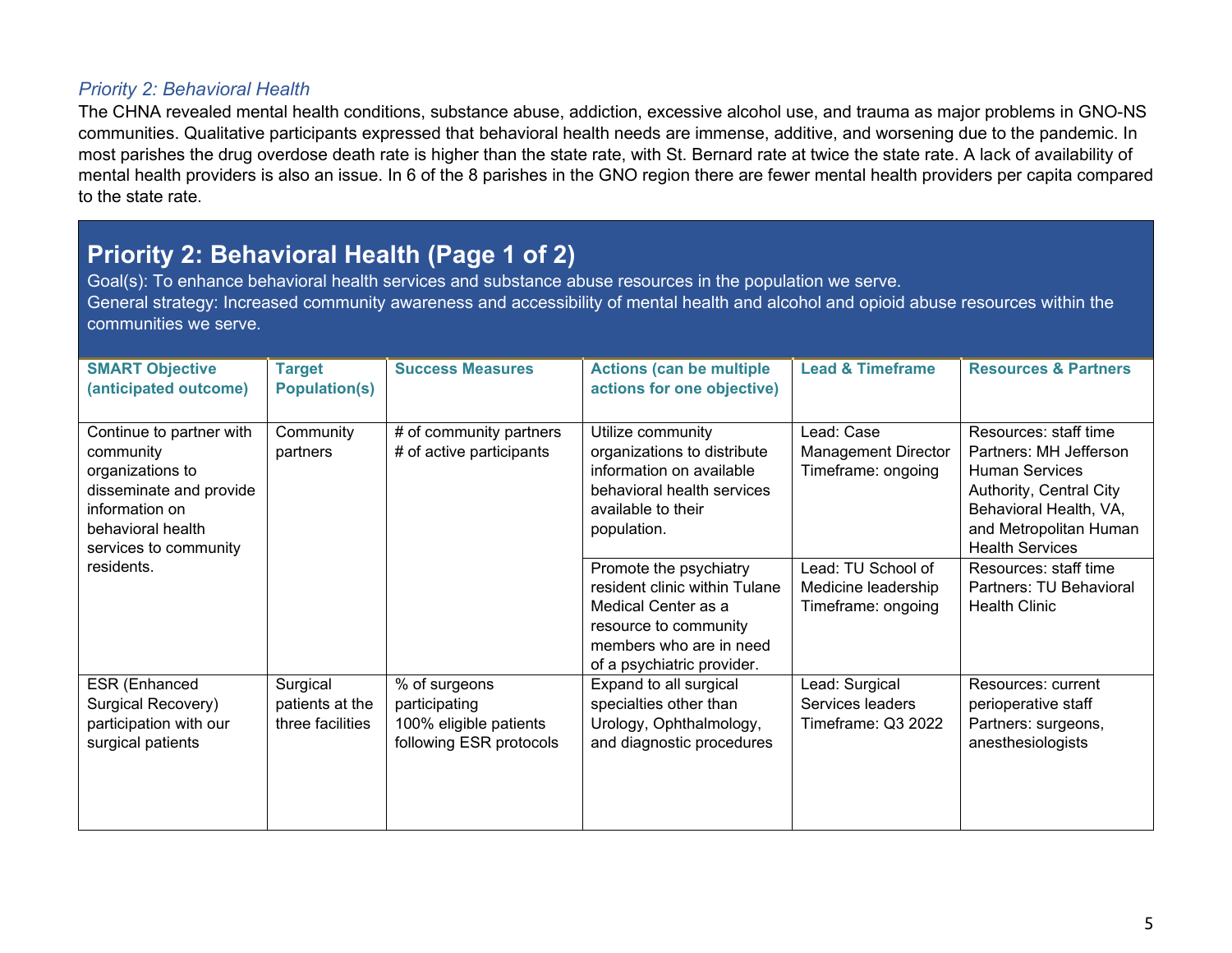### *Priority 2: Behavioral Health*

The CHNA revealed mental health conditions, substance abuse, addiction, excessive alcohol use, and trauma as major problems in GNO-NS communities. Qualitative participants expressed that behavioral health needs are immense, additive, and worsening due to the pandemic. In most parishes the drug overdose death rate is higher than the state rate, with St. Bernard rate at twice the state rate. A lack of availability of mental health providers is also an issue. In 6 of the 8 parishes in the GNO region there are fewer mental health providers per capita compared to the state rate.

## Priority 2: Behavioral Health (Page 1 of 2)

Goal(s): To enhance behavioral health services and substance abuse resources in the population we serve.
General strategy: Increased community awareness and accessibility of mental health and alcohol and opioid abuse resources within the communities we serve.

| SMART Objective (anticipated outcome) | Target Population(s) | Success Measures | Actions (can be multiple actions for one objective) | Lead & Timeframe | Resources & Partners |
|---|---|---|---|---|---|
| Continue to partner with community organizations to disseminate and provide information on behavioral health services to community residents. | Community partners | # of community partners<br># of active participants | Utilize community organizations to distribute information on available behavioral health services available to their population. | Lead: Case Management Director<br>Timeframe: ongoing | Resources: staff time<br>Partners: MH Jefferson Human Services Authority, Central City Behavioral Health, VA, and Metropolitan Human Health Services |
| | | | Promote the psychiatry resident clinic within Tulane Medical Center as a resource to community members who are in need of a psychiatric provider. | Lead: TU School of Medicine leadership<br>Timeframe: ongoing | Resources: staff time<br>Partners: TU Behavioral Health Clinic |
| ESR (Enhanced Surgical Recovery) participation with our surgical patients | Surgical patients at the three facilities | % of surgeons participating<br>100% eligible patients following ESR protocols | Expand to all surgical specialties other than Urology, Ophthalmology, and diagnostic procedures | Lead: Surgical Services leaders<br>Timeframe: Q3 2022 | Resources: current perioperative staff<br>Partners: surgeons, anesthesiologists |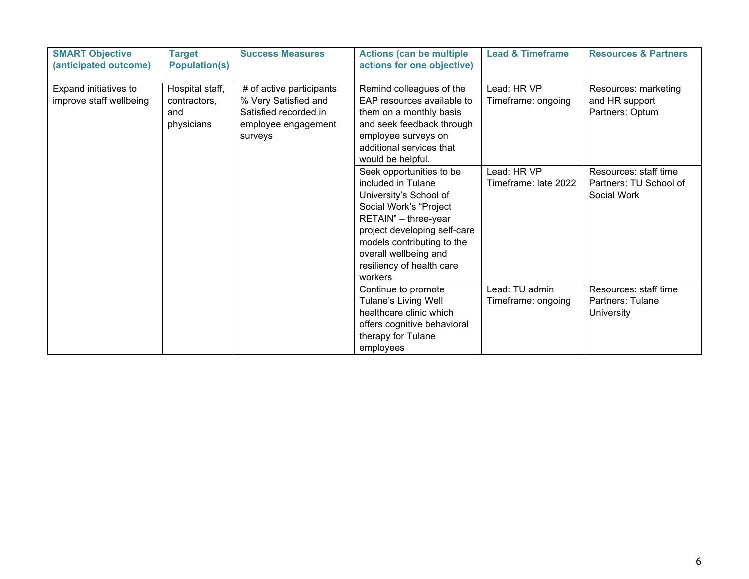| SMART Objective (anticipated outcome) | Target Population(s) | Success Measures | Actions (can be multiple actions for one objective) | Lead & Timeframe | Resources & Partners |
|---|---|---|---|---|---|
| Expand initiatives to improve staff wellbeing | Hospital staff, contractors, and physicians | # of active participants<br>% Very Satisfied and Satisfied recorded in employee engagement surveys | Remind colleagues of the EAP resources available to them on a monthly basis and seek feedback through employee surveys on additional services that would be helpful. | Lead: HR VP<br>Timeframe: ongoing | Resources: marketing and HR support<br>Partners: Optum |
| | | | Seek opportunities to be included in Tulane University's School of Social Work's "Project RETAIN" – three-year project developing self-care models contributing to the overall wellbeing and resiliency of health care workers | Lead: HR VP<br>Timeframe: late 2022 | Resources: staff time<br>Partners: TU School of Social Work |
| | | | Continue to promote Tulane's Living Well healthcare clinic which offers cognitive behavioral therapy for Tulane employees | Lead: TU admin<br>Timeframe: ongoing | Resources: staff time<br>Partners: Tulane University |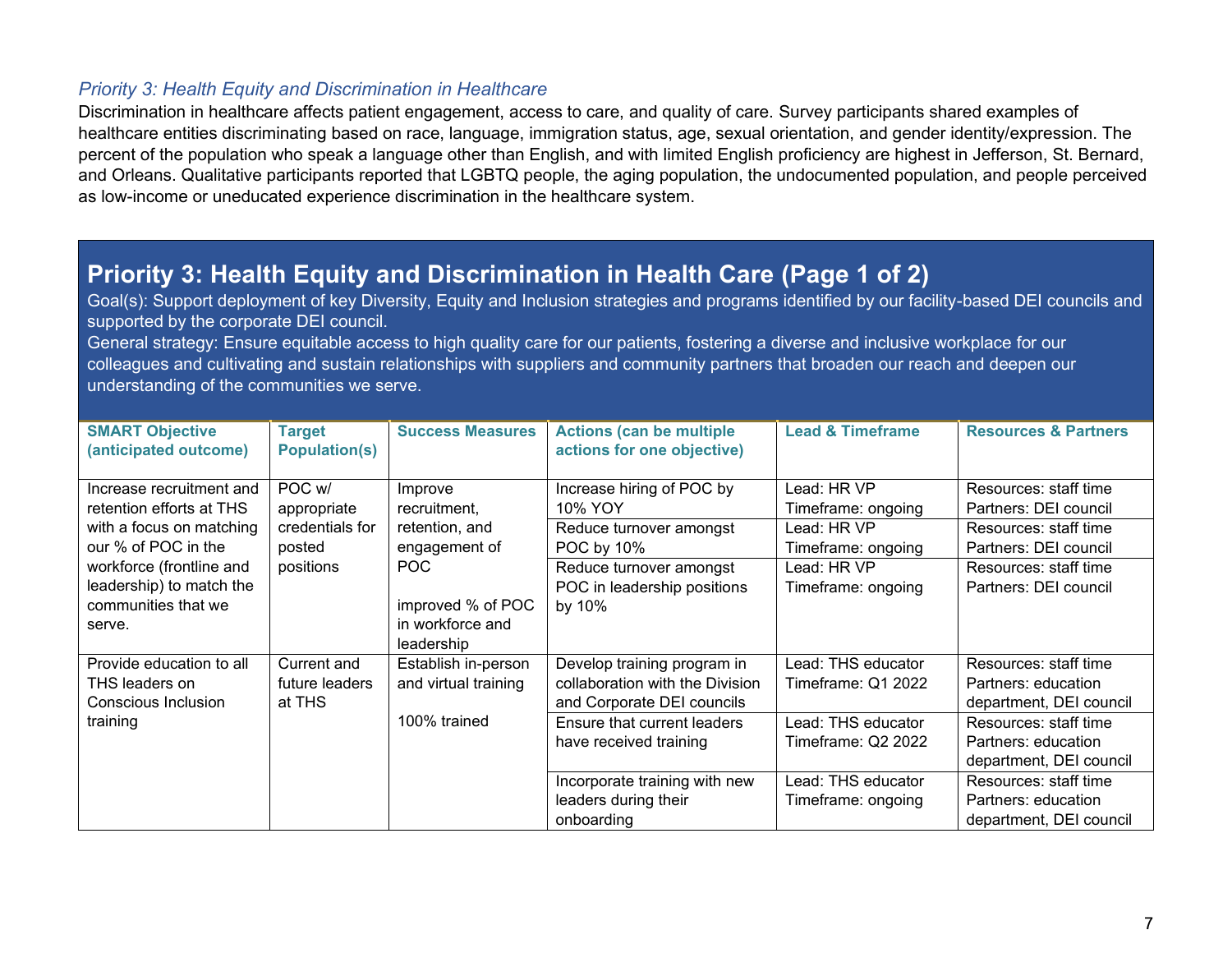*Priority 3: Health Equity and Discrimination in Healthcare*

Discrimination in healthcare affects patient engagement, access to care, and quality of care. Survey participants shared examples of healthcare entities discriminating based on race, language, immigration status, age, sexual orientation, and gender identity/expression. The percent of the population who speak a language other than English, and with limited English proficiency are highest in Jefferson, St. Bernard, and Orleans. Qualitative participants reported that LGBTQ people, the aging population, the undocumented population, and people perceived as low-income or uneducated experience discrimination in the healthcare system.

## Priority 3: Health Equity and Discrimination in Health Care (Page 1 of 2)

Goal(s): Support deployment of key Diversity, Equity and Inclusion strategies and programs identified by our facility-based DEI councils and supported by the corporate DEI council.

General strategy: Ensure equitable access to high quality care for our patients, fostering a diverse and inclusive workplace for our colleagues and cultivating and sustain relationships with suppliers and community partners that broaden our reach and deepen our understanding of the communities we serve.

| SMART Objective (anticipated outcome) | Target Population(s) | Success Measures | Actions (can be multiple actions for one objective) | Lead & Timeframe | Resources & Partners |
|---|---|---|---|---|---|
| Increase recruitment and retention efforts at THS with a focus on matching our % of POC in the workforce (frontline and leadership) to match the communities that we serve. | POC w/ appropriate credentials for posted positions | Improve recruitment, retention, and engagement of POC<br><br>improved % of POC in workforce and leadership | Increase hiring of POC by 10% YOY | Lead: HR VP<br>Timeframe: ongoing | Resources: staff time<br>Partners: DEI council |
| | | | Reduce turnover amongst POC by 10% | Lead: HR VP<br>Timeframe: ongoing | Resources: staff time<br>Partners: DEI council |
| | | | Reduce turnover amongst POC in leadership positions by 10% | Lead: HR VP<br>Timeframe: ongoing | Resources: staff time<br>Partners: DEI council |
| Provide education to all THS leaders on Conscious Inclusion training | Current and future leaders at THS | Establish in-person and virtual training<br><br>100% trained | Develop training program in collaboration with the Division and Corporate DEI councils | Lead: THS educator<br>Timeframe: Q1 2022 | Resources: staff time<br>Partners: education department, DEI council |
| | | | Ensure that current leaders have received training | Lead: THS educator<br>Timeframe: Q2 2022 | Resources: staff time<br>Partners: education department, DEI council |
| | | | Incorporate training with new leaders during their onboarding | Lead: THS educator<br>Timeframe: ongoing | Resources: staff time<br>Partners: education department, DEI council |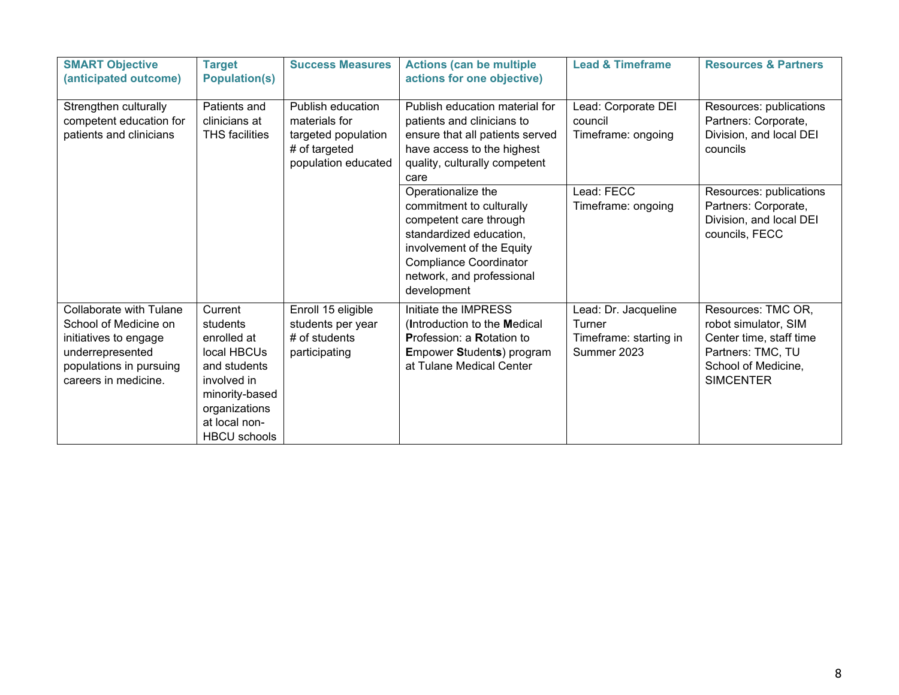| SMART Objective (anticipated outcome) | Target Population(s) | Success Measures | Actions (can be multiple actions for one objective) | Lead & Timeframe | Resources & Partners |
|---|---|---|---|---|---|
| Strengthen culturally competent education for patients and clinicians | Patients and clinicians at THS facilities | Publish education materials for targeted population<br># of targeted population educated | Publish education material for patients and clinicians to ensure that all patients served have access to the highest quality, culturally competent care | Lead: Corporate DEI council<br>Timeframe: ongoing | Resources: publications<br>Partners: Corporate, Division, and local DEI councils |
| | | | Operationalize the commitment to culturally competent care through standardized education, involvement of the Equity Compliance Coordinator network, and professional development | Lead: FECC<br>Timeframe: ongoing | Resources: publications<br>Partners: Corporate, Division, and local DEI councils, FECC |
| Collaborate with Tulane School of Medicine on initiatives to engage underrepresented populations in pursuing careers in medicine. | Current students enrolled at local HBCUs and students involved in minority-based organizations at local non-HBCU schools | Enroll 15 eligible students per year<br># of students participating | Initiate the IMPRESS (**I**ntroduction to the **M**edical **P**rofession: a **R**otation to **E**mpower **S**tudent**s**) program at Tulane Medical Center | Lead: Dr. Jacqueline Turner<br>Timeframe: starting in Summer 2023 | Resources: TMC OR, robot simulator, SIM Center time, staff time<br>Partners: TMC, TU School of Medicine, SIMCENTER |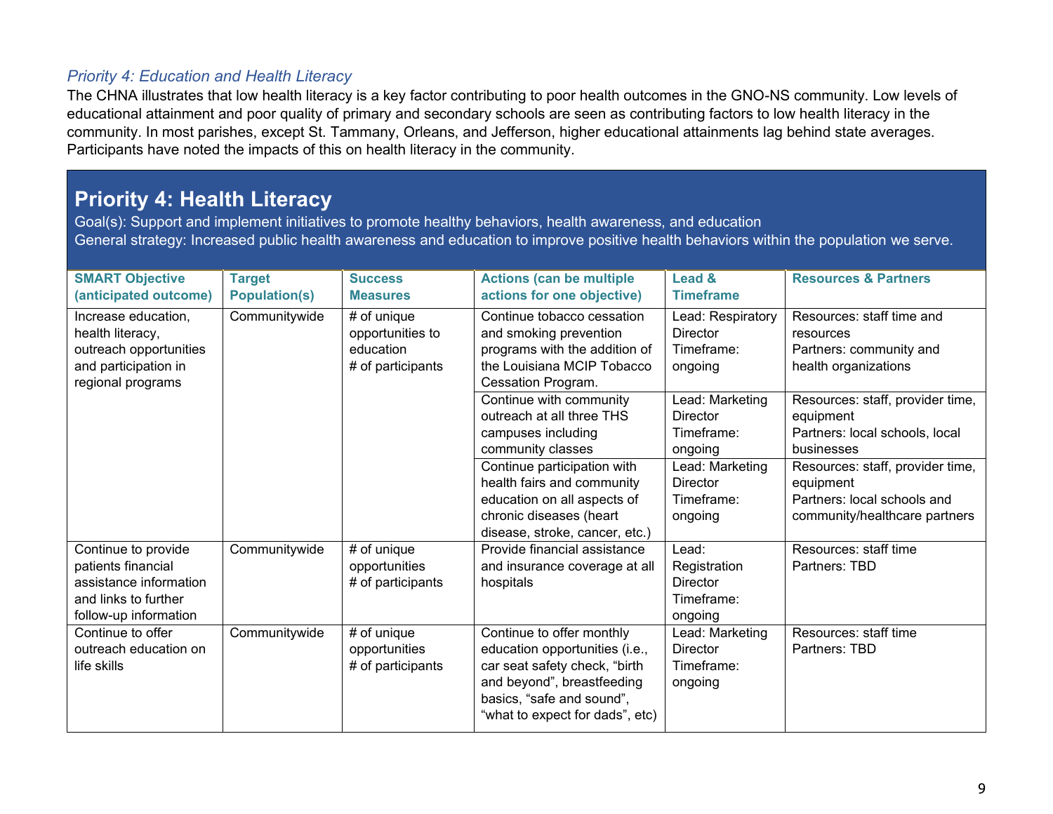*Priority 4: Education and Health Literacy*

The CHNA illustrates that low health literacy is a key factor contributing to poor health outcomes in the GNO-NS community. Low levels of educational attainment and poor quality of primary and secondary schools are seen as contributing factors to low health literacy in the community. In most parishes, except St. Tammany, Orleans, and Jefferson, higher educational attainments lag behind state averages. Participants have noted the impacts of this on health literacy in the community.

## Priority 4: Health Literacy

Goal(s): Support and implement initiatives to promote healthy behaviors, health awareness, and education

General strategy: Increased public health awareness and education to improve positive health behaviors within the population we serve.

| SMART Objective (anticipated outcome) | Target Population(s) | Success Measures | Actions (can be multiple actions for one objective) | Lead & Timeframe | Resources & Partners |
|---|---|---|---|---|---|
| Increase education, health literacy, outreach opportunities and participation in regional programs | Communitywide | # of unique opportunities to education<br># of participants | Continue tobacco cessation and smoking prevention programs with the addition of the Louisiana MCIP Tobacco Cessation Program. | Lead: Respiratory Director<br>Timeframe: ongoing | Resources: staff time and resources<br>Partners: community and health organizations |
| | | | Continue with community outreach at all three THS campuses including community classes | Lead: Marketing Director<br>Timeframe: ongoing | Resources: staff, provider time, equipment<br>Partners: local schools, local businesses |
| | | | Continue participation with health fairs and community education on all aspects of chronic diseases (heart disease, stroke, cancer, etc.) | Lead: Marketing Director<br>Timeframe: ongoing | Resources: staff, provider time, equipment<br>Partners: local schools and community/healthcare partners |
| Continue to provide patients financial assistance information and links to further follow-up information | Communitywide | # of unique opportunities<br># of participants | Provide financial assistance and insurance coverage at all hospitals | Lead: Registration Director<br>Timeframe: ongoing | Resources: staff time<br>Partners: TBD |
| Continue to offer outreach education on life skills | Communitywide | # of unique opportunities<br># of participants | Continue to offer monthly education opportunities (i.e., car seat safety check, "birth and beyond", breastfeeding basics, "safe and sound", "what to expect for dads", etc) | Lead: Marketing Director<br>Timeframe: ongoing | Resources: staff time<br>Partners: TBD |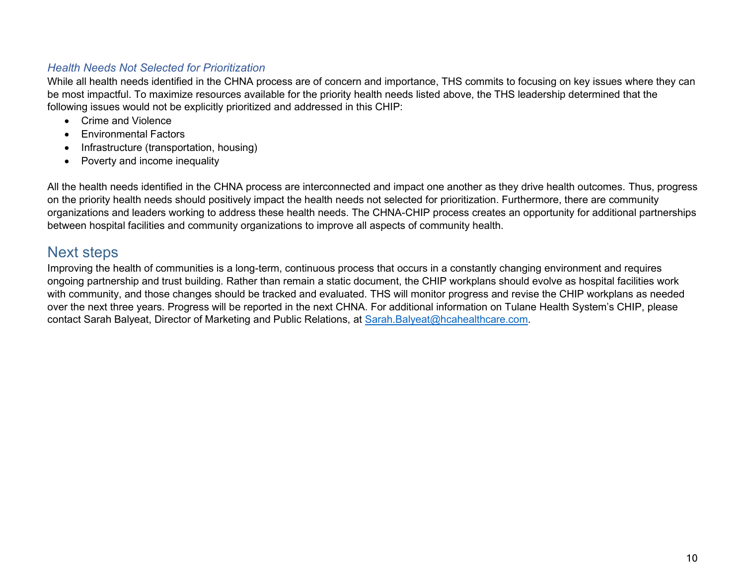### *Health Needs Not Selected for Prioritization*

While all health needs identified in the CHNA process are of concern and importance, THS commits to focusing on key issues where they can be most impactful. To maximize resources available for the priority health needs listed above, the THS leadership determined that the following issues would not be explicitly prioritized and addressed in this CHIP:

- Crime and Violence
- Environmental Factors
- Infrastructure (transportation, housing)
- Poverty and income inequality

All the health needs identified in the CHNA process are interconnected and impact one another as they drive health outcomes. Thus, progress on the priority health needs should positively impact the health needs not selected for prioritization. Furthermore, there are community organizations and leaders working to address these health needs. The CHNA-CHIP process creates an opportunity for additional partnerships between hospital facilities and community organizations to improve all aspects of community health.

## Next steps

Improving the health of communities is a long-term, continuous process that occurs in a constantly changing environment and requires ongoing partnership and trust building. Rather than remain a static document, the CHIP workplans should evolve as hospital facilities work with community, and those changes should be tracked and evaluated. THS will monitor progress and revise the CHIP workplans as needed over the next three years. Progress will be reported in the next CHNA. For additional information on Tulane Health System's CHIP, please contact Sarah Balyeat, Director of Marketing and Public Relations, at Sarah.Balyeat@hcahealthcare.com.